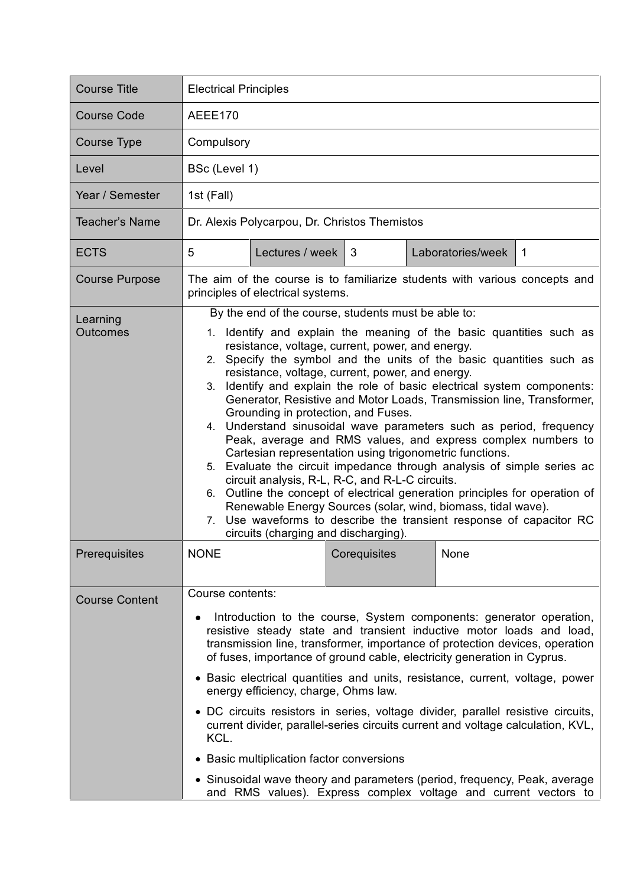| Course Title | Electrical Principles | | | | |
|---|---|---|---|---|---|
| Course Code | AEEE170 | | | | |
| Course Type | Compulsory | | | | |
| Level | BSc (Level 1) | | | | |
| Year / Semester | 1st (Fall) | | | | |
| Teacher's Name | Dr. Alexis Polycarpou, Dr. Christos Themistos | | | | |
| ECTS | 5 | Lectures / week | 3 | Laboratories/week | 1 |
| Course Purpose | The aim of the course is to familiarize students with various concepts and principles of electrical systems. | | | | |
| Learning Outcomes | By the end of the course, students must be able to:<br>1. Identify and explain the meaning of the basic quantities such as resistance, voltage, current, power, and energy.<br>2. Specify the symbol and the units of the basic quantities such as resistance, voltage, current, power, and energy.<br>3. Identify and explain the role of basic electrical system components: Generator, Resistive and Motor Loads, Transmission line, Transformer, Grounding in protection, and Fuses.<br>4. Understand sinusoidal wave parameters such as period, frequency Peak, average and RMS values, and express complex numbers to Cartesian representation using trigonometric functions.<br>5. Evaluate the circuit impedance through analysis of simple series ac circuit analysis, R-L, R-C, and R-L-C circuits.<br>6. Outline the concept of electrical generation principles for operation of Renewable Energy Sources (solar, wind, biomass, tidal wave).<br>7. Use waveforms to describe the transient response of capacitor RC circuits (charging and discharging). | | | | |
| Prerequisites | NONE | Corequisites | None | | |
| Course Content | Course contents:<br>• Introduction to the course, System components: generator operation, resistive steady state and transient inductive motor loads and load, transmission line, transformer, importance of protection devices, operation of fuses, importance of ground cable, electricity generation in Cyprus.<br>• Basic electrical quantities and units, resistance, current, voltage, power energy efficiency, charge, Ohms law.<br>• DC circuits resistors in series, voltage divider, parallel resistive circuits, current divider, parallel-series circuits current and voltage calculation, KVL, KCL.<br>• Basic multiplication factor conversions<br>• Sinusoidal wave theory and parameters (period, frequency, Peak, average and RMS values). Express complex voltage and current vectors to | | | | |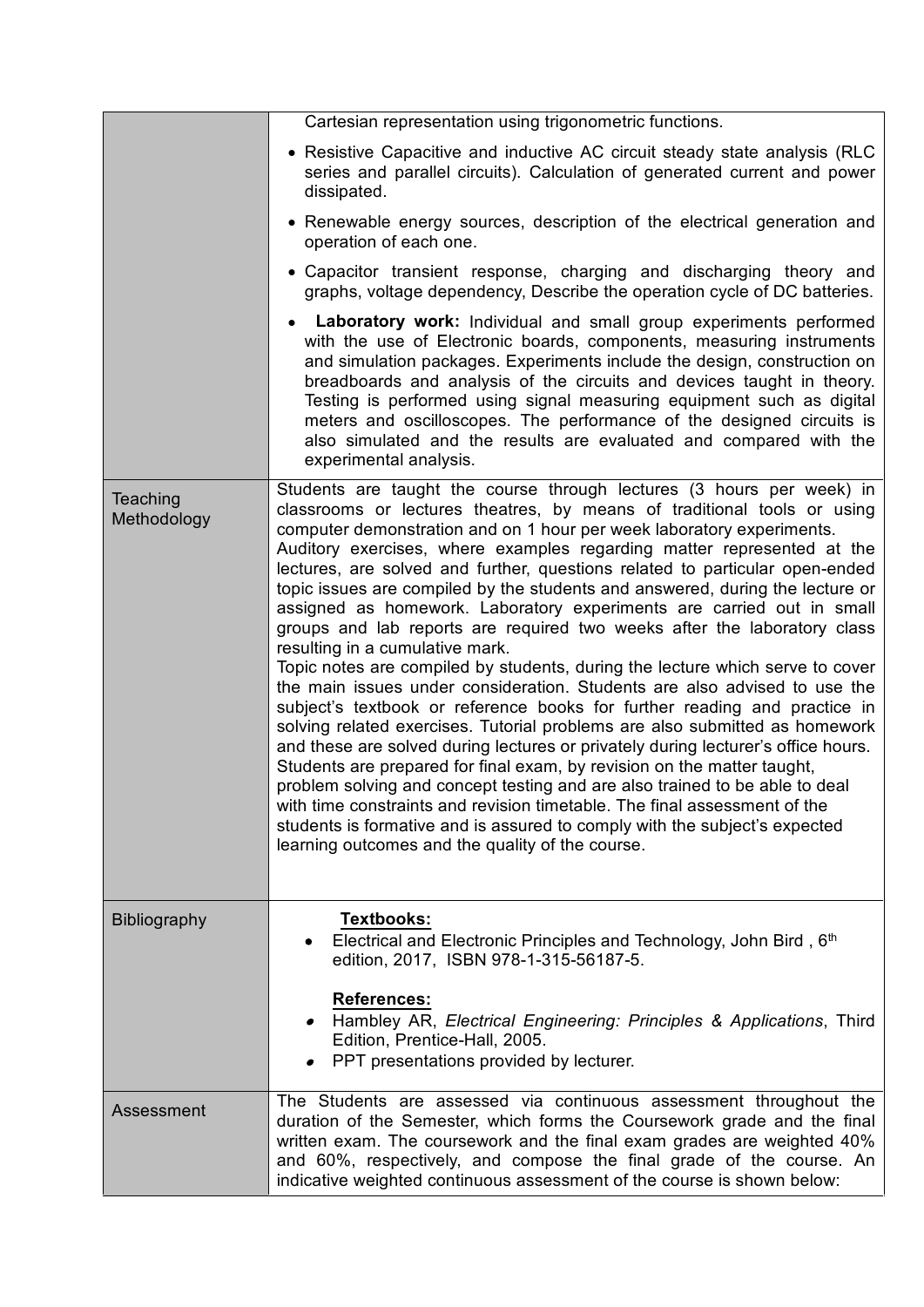| | |
|---|---|
| | Cartesian representation using trigonometric functions.<br>• Resistive Capacitive and inductive AC circuit steady state analysis (RLC series and parallel circuits). Calculation of generated current and power dissipated.<br>• Renewable energy sources, description of the electrical generation and operation of each one.<br>• Capacitor transient response, charging and discharging theory and graphs, voltage dependency, Describe the operation cycle of DC batteries.<br>• **Laboratory work:** Individual and small group experiments performed with the use of Electronic boards, components, measuring instruments and simulation packages. Experiments include the design, construction on breadboards and analysis of the circuits and devices taught in theory. Testing is performed using signal measuring equipment such as digital meters and oscilloscopes. The performance of the designed circuits is also simulated and the results are evaluated and compared with the experimental analysis. |
| Teaching Methodology | Students are taught the course through lectures (3 hours per week) in classrooms or lectures theatres, by means of traditional tools or using computer demonstration and on 1 hour per week laboratory experiments.<br>Auditory exercises, where examples regarding matter represented at the lectures, are solved and further, questions related to particular open-ended topic issues are compiled by the students and answered, during the lecture or assigned as homework. Laboratory experiments are carried out in small groups and lab reports are required two weeks after the laboratory class resulting in a cumulative mark.<br>Topic notes are compiled by students, during the lecture which serve to cover the main issues under consideration. Students are also advised to use the subject's textbook or reference books for further reading and practice in solving related exercises. Tutorial problems are also submitted as homework and these are solved during lectures or privately during lecturer's office hours. Students are prepared for final exam, by revision on the matter taught, problem solving and concept testing and are also trained to be able to deal with time constraints and revision timetable. The final assessment of the students is formative and is assured to comply with the subject's expected learning outcomes and the quality of the course. |
| Bibliography | **Textbooks:**<br>• Electrical and Electronic Principles and Technology, John Bird , 6th edition, 2017, ISBN 978-1-315-56187-5.<br><br>**References:**<br>• Hambley AR, *Electrical Engineering: Principles & Applications*, Third Edition, Prentice-Hall, 2005.<br>• PPT presentations provided by lecturer. |
| Assessment | The Students are assessed via continuous assessment throughout the duration of the Semester, which forms the Coursework grade and the final written exam. The coursework and the final exam grades are weighted 40% and 60%, respectively, and compose the final grade of the course. An indicative weighted continuous assessment of the course is shown below: |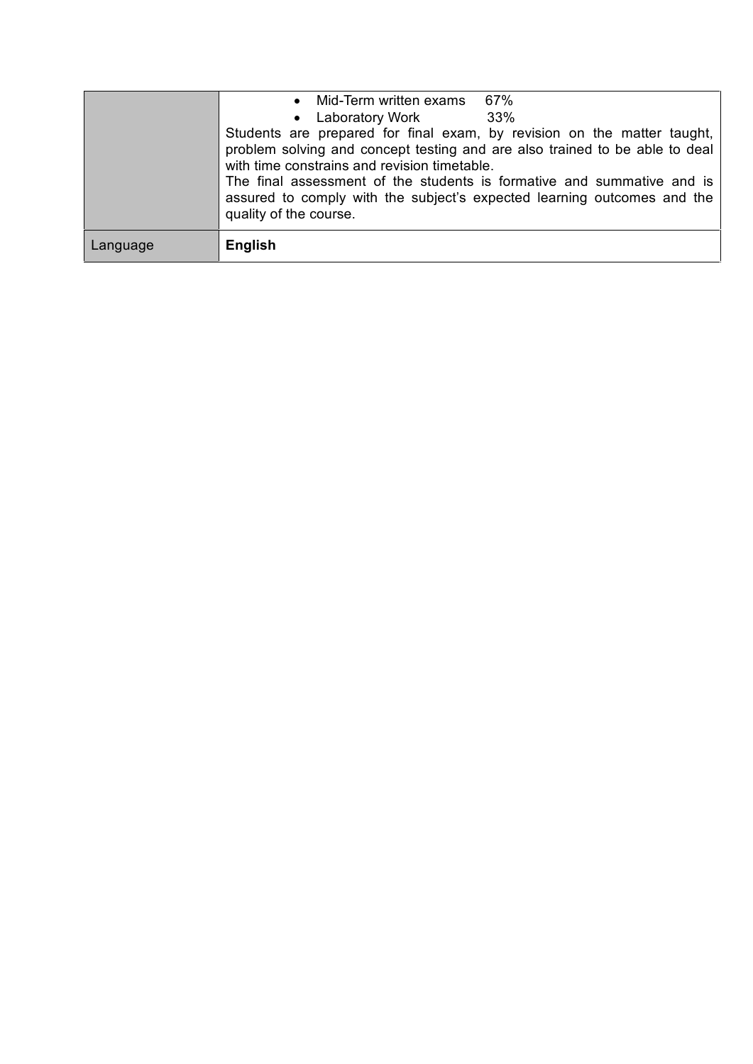| | |
|---|---|
| | • Mid-Term written exams 67%<br>• Laboratory Work 33%<br>Students are prepared for final exam, by revision on the matter taught, problem solving and concept testing and are also trained to be able to deal with time constrains and revision timetable.<br>The final assessment of the students is formative and summative and is assured to comply with the subject's expected learning outcomes and the quality of the course. |
| Language | **English** |